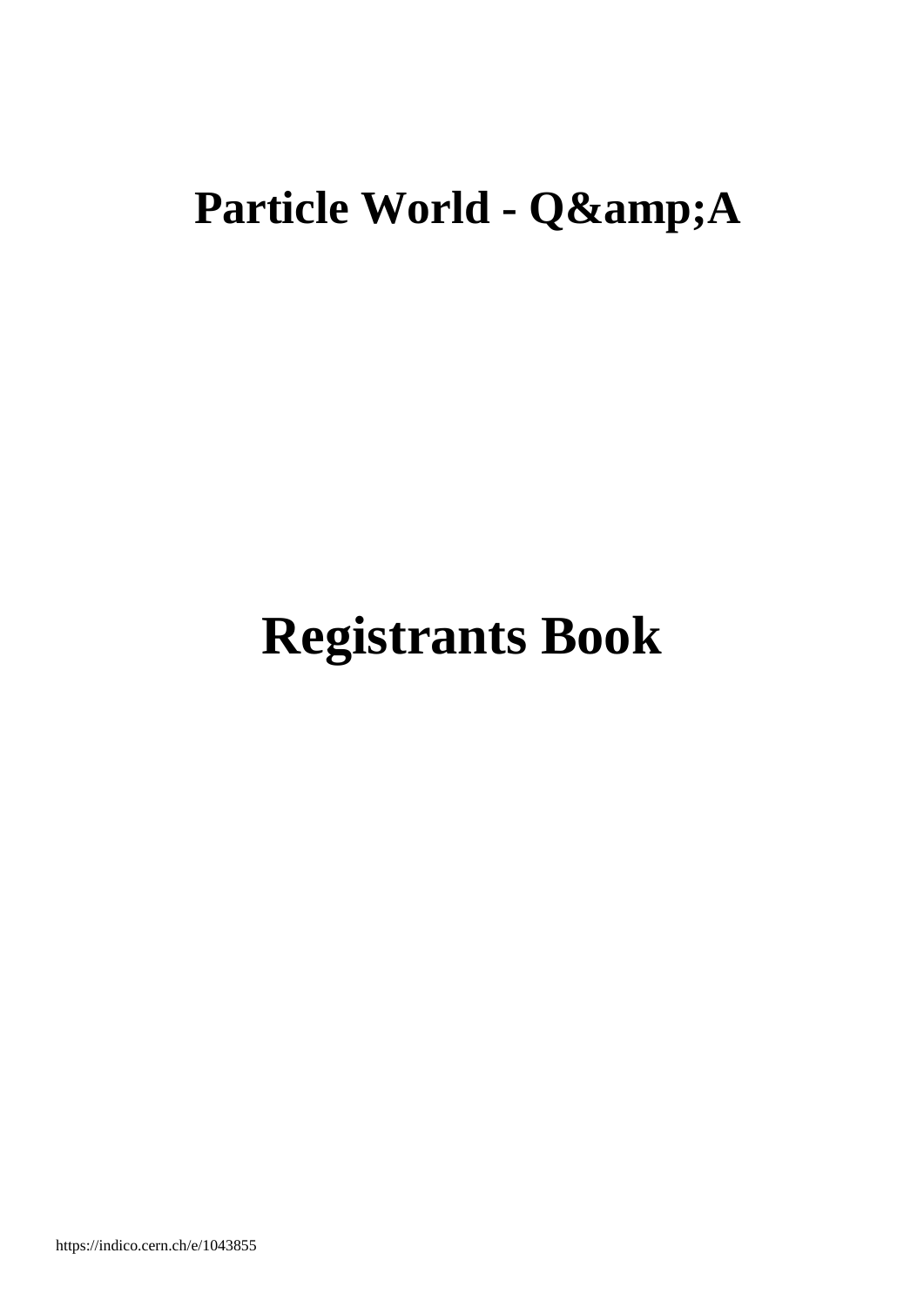# Particle World - Q&amp;A

# Registrants Book

https://indico.cern.ch/e/1043855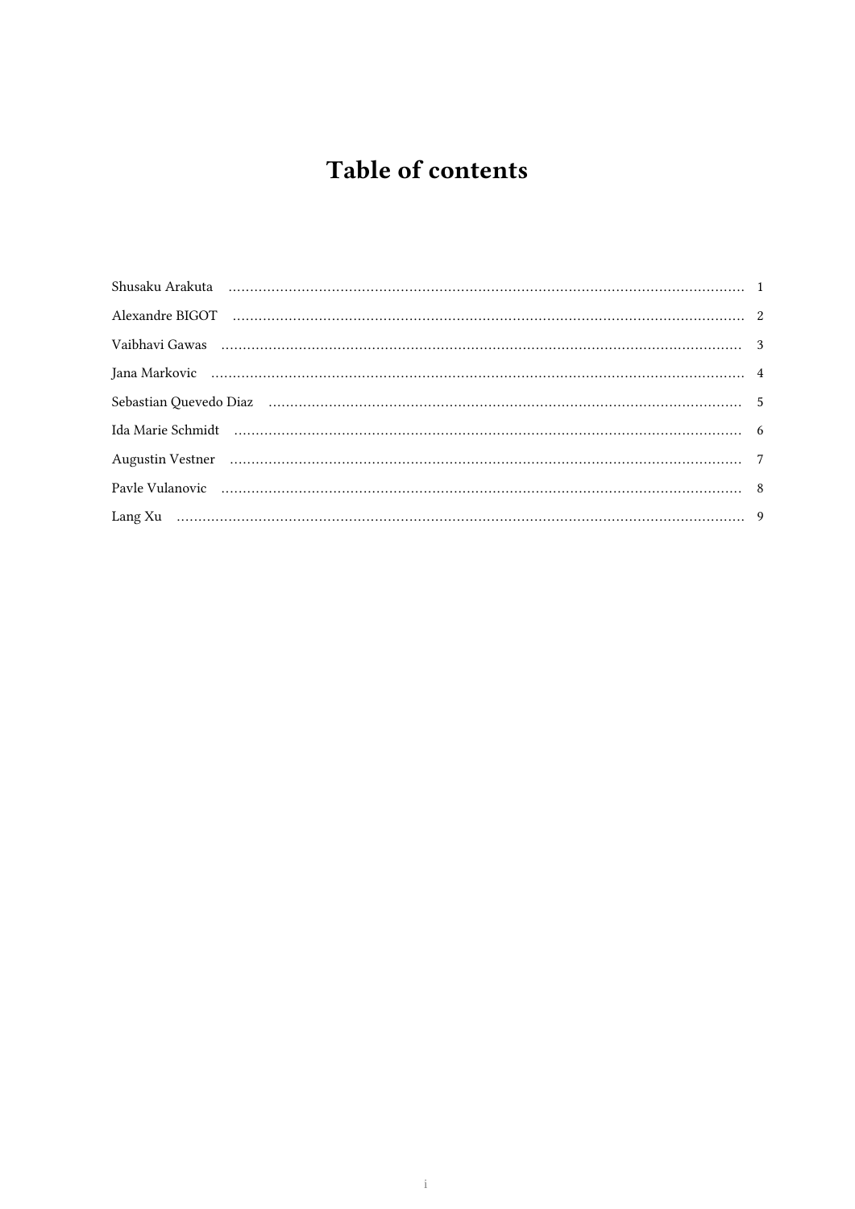# Table of contents

Shusaku Arakuta ........................................................................................................ 1

Alexandre BIGOT ........................................................................................................ 2

Vaibhavi Gawas ........................................................................................................ 3

Jana Markovic ........................................................................................................ 4

Sebastian Quevedo Diaz ........................................................................................................ 5

Ida Marie Schmidt ........................................................................................................ 6

Augustin Vestner ........................................................................................................ 7

Pavle Vulanovic ........................................................................................................ 8

Lang Xu ........................................................................................................ 9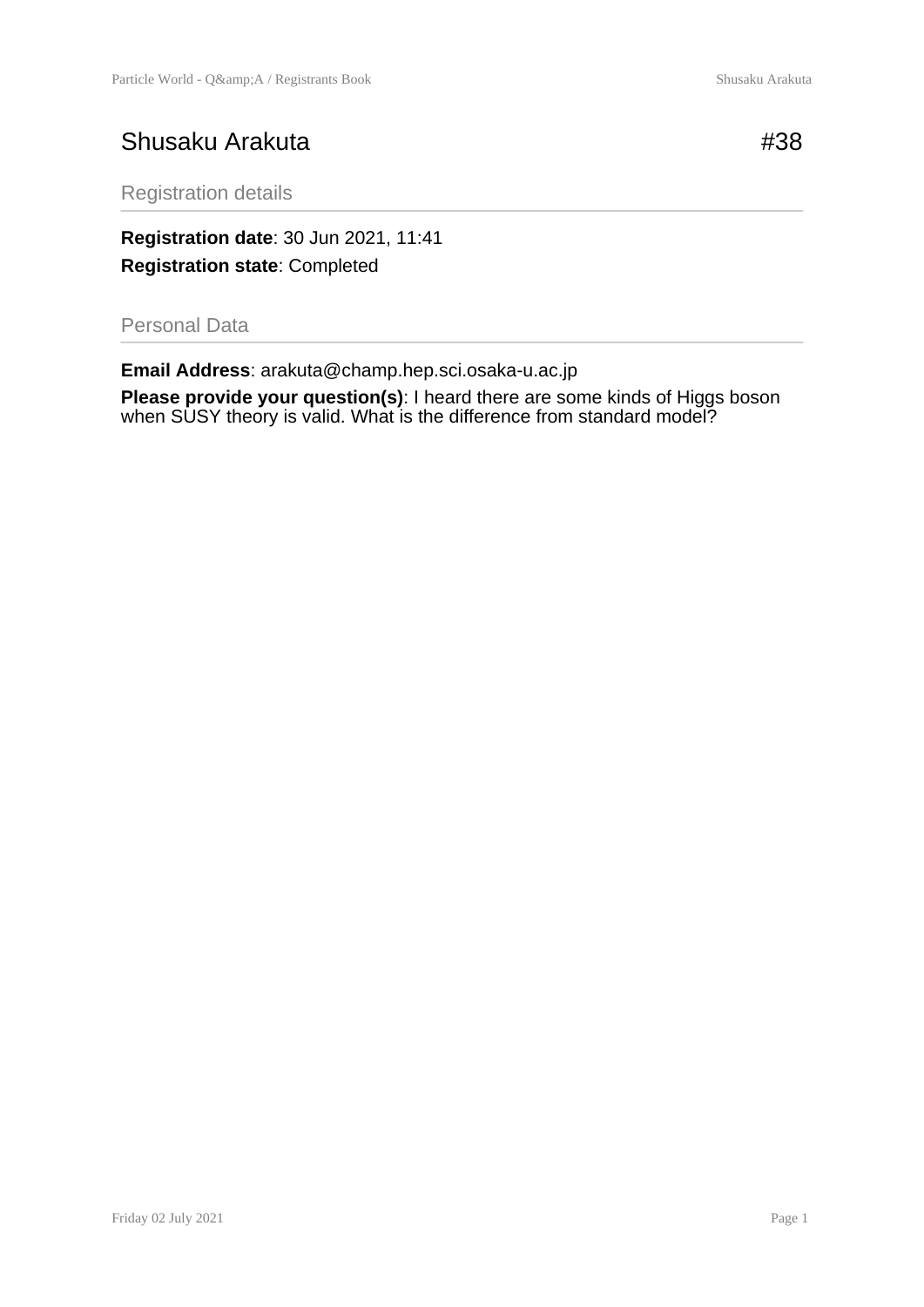# Shusaku Arakuta

#38

## Registration details

**Registration date**: 30 Jun 2021, 11:41

**Registration state**: Completed

## Personal Data

**Email Address**: arakuta@champ.hep.sci.osaka-u.ac.jp

**Please provide your question(s)**: I heard there are some kinds of Higgs boson when SUSY theory is valid. What is the difference from standard model?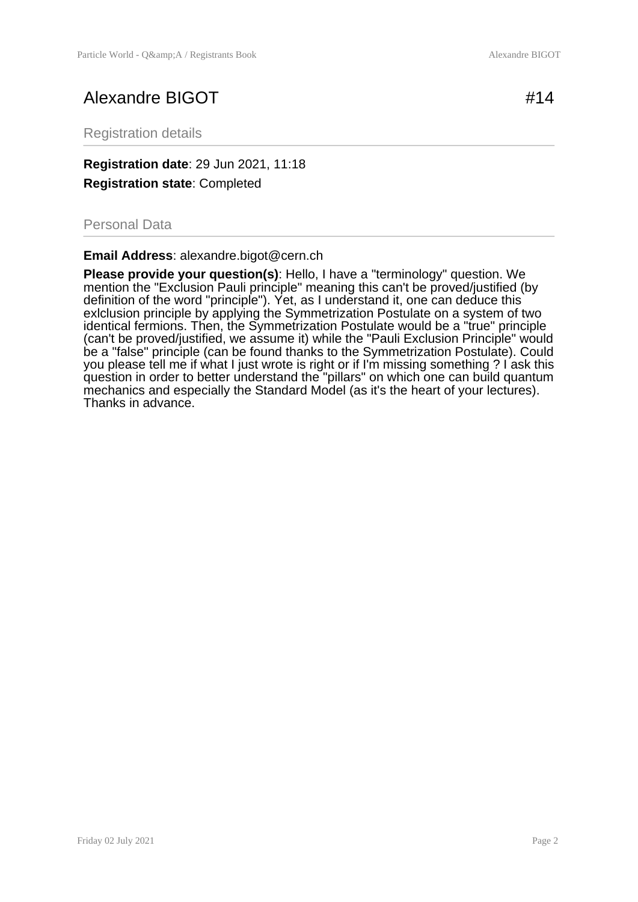# Alexandre BIGOT

#14

## Registration details

**Registration date**: 29 Jun 2021, 11:18

**Registration state**: Completed

## Personal Data

**Email Address**: alexandre.bigot@cern.ch

**Please provide your question(s)**: Hello, I have a "terminology" question. We mention the "Exclusion Pauli principle" meaning this can't be proved/justified (by definition of the word "principle"). Yet, as I understand it, one can deduce this exlclusion principle by applying the Symmetrization Postulate on a system of two identical fermions. Then, the Symmetrization Postulate would be a "true" principle (can't be proved/justified, we assume it) while the "Pauli Exclusion Principle" would be a "false" principle (can be found thanks to the Symmetrization Postulate). Could you please tell me if what I just wrote is right or if I'm missing something ? I ask this question in order to better understand the "pillars" on which one can build quantum mechanics and especially the Standard Model (as it's the heart of your lectures). Thanks in advance.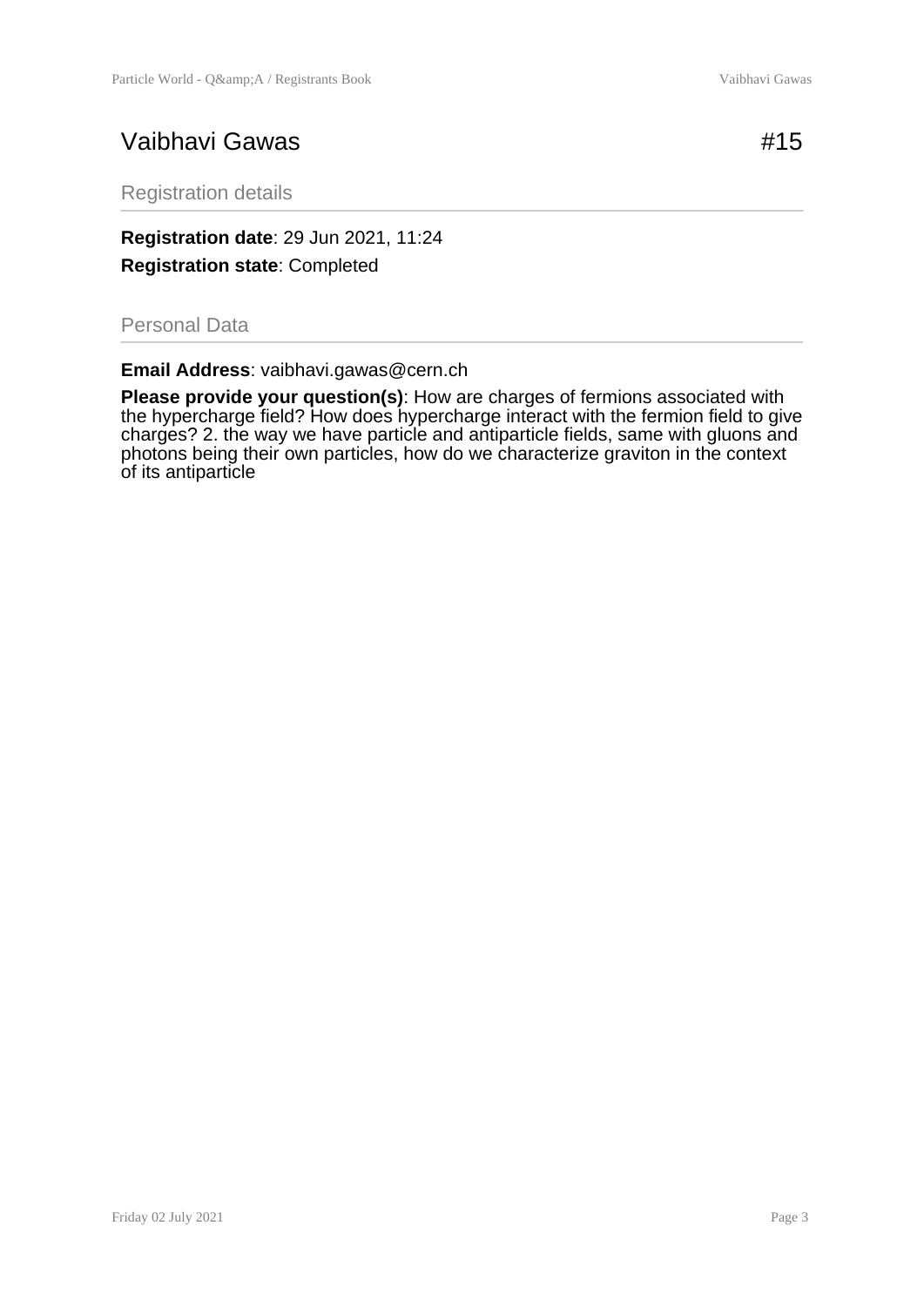# Vaibhavi Gawas

#15

## Registration details

**Registration date**: 29 Jun 2021, 11:24

**Registration state**: Completed

## Personal Data

**Email Address**: vaibhavi.gawas@cern.ch

**Please provide your question(s)**: How are charges of fermions associated with the hypercharge field? How does hypercharge interact with the fermion field to give charges? 2. the way we have particle and antiparticle fields, same with gluons and photons being their own particles, how do we characterize graviton in the context of its antiparticle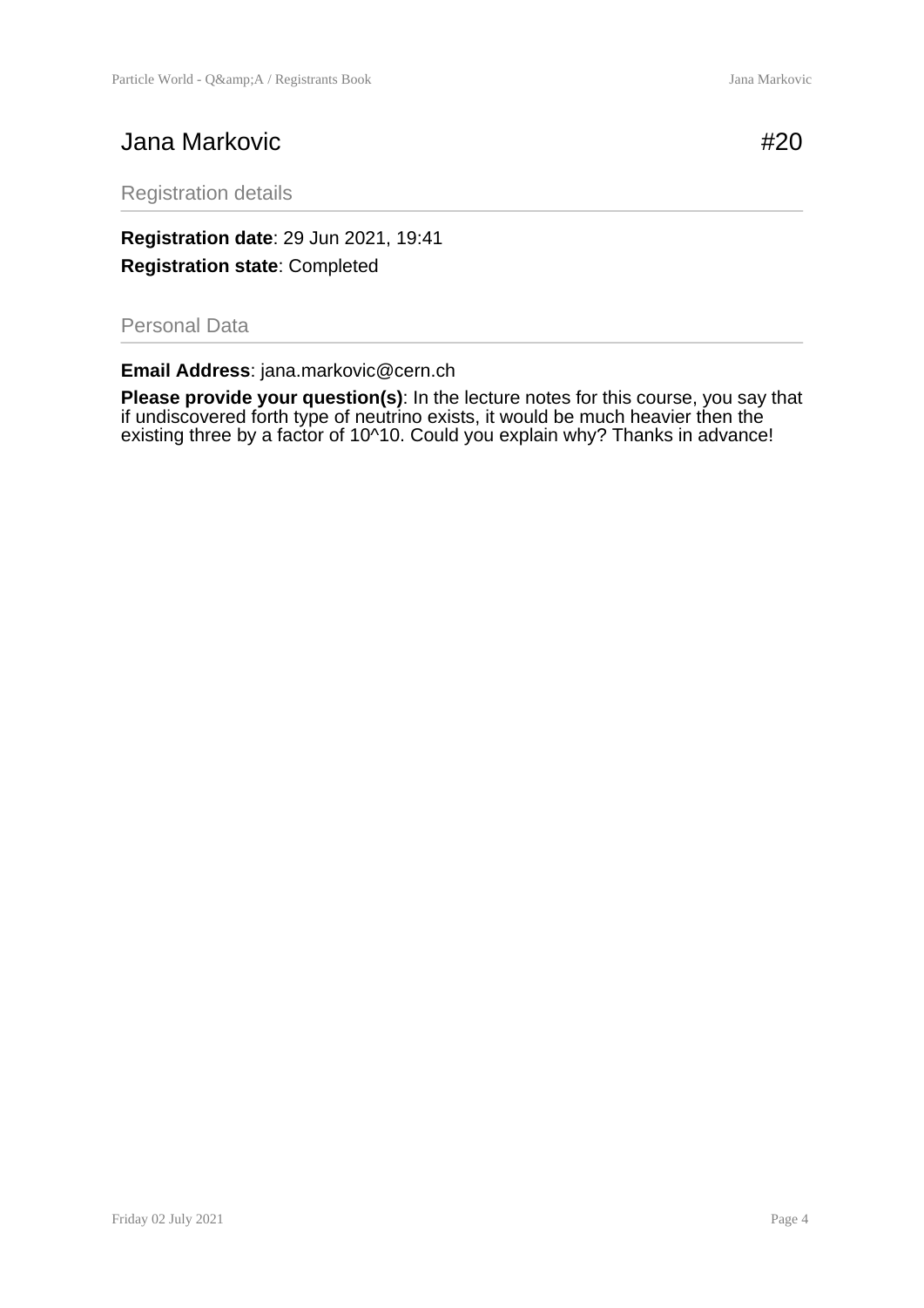# Jana Markovic

#20

## Registration details

**Registration date**: 29 Jun 2021, 19:41

**Registration state**: Completed

## Personal Data

**Email Address**: jana.markovic@cern.ch

**Please provide your question(s)**: In the lecture notes for this course, you say that if undiscovered forth type of neutrino exists, it would be much heavier then the existing three by a factor of $10^{10}$. Could you explain why? Thanks in advance!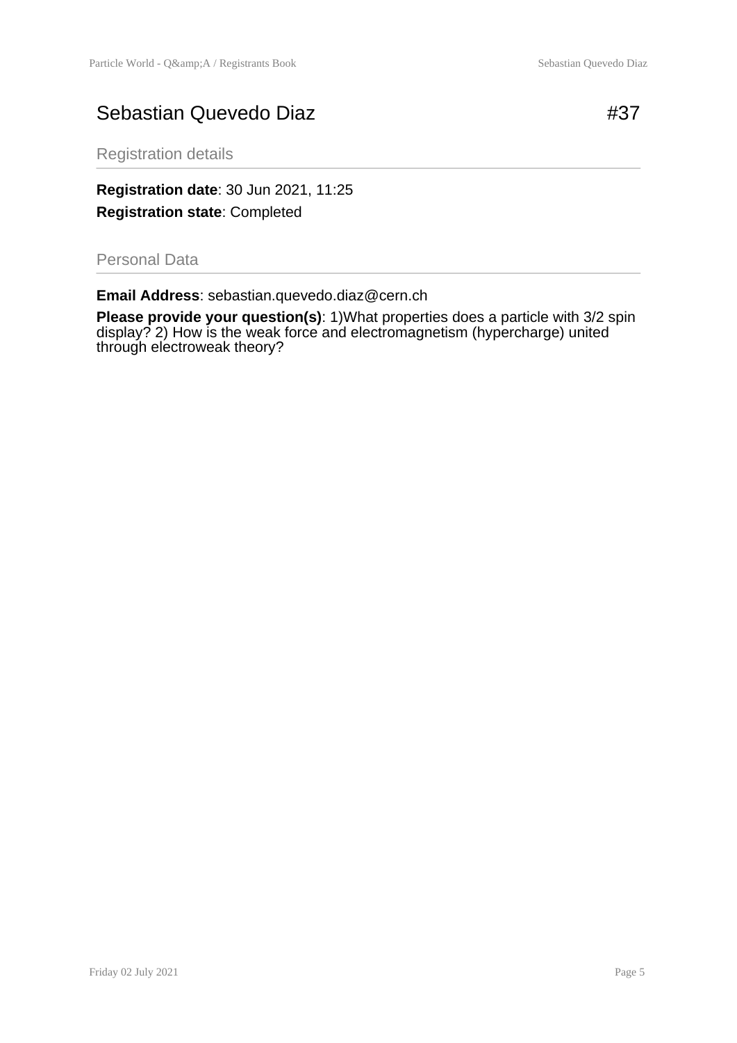# Sebastian Quevedo Diaz

#37

## Registration details

**Registration date**: 30 Jun 2021, 11:25

**Registration state**: Completed

## Personal Data

**Email Address**: sebastian.quevedo.diaz@cern.ch

**Please provide your question(s)**: 1)What properties does a particle with 3/2 spin display? 2) How is the weak force and electromagnetism (hypercharge) united through electroweak theory?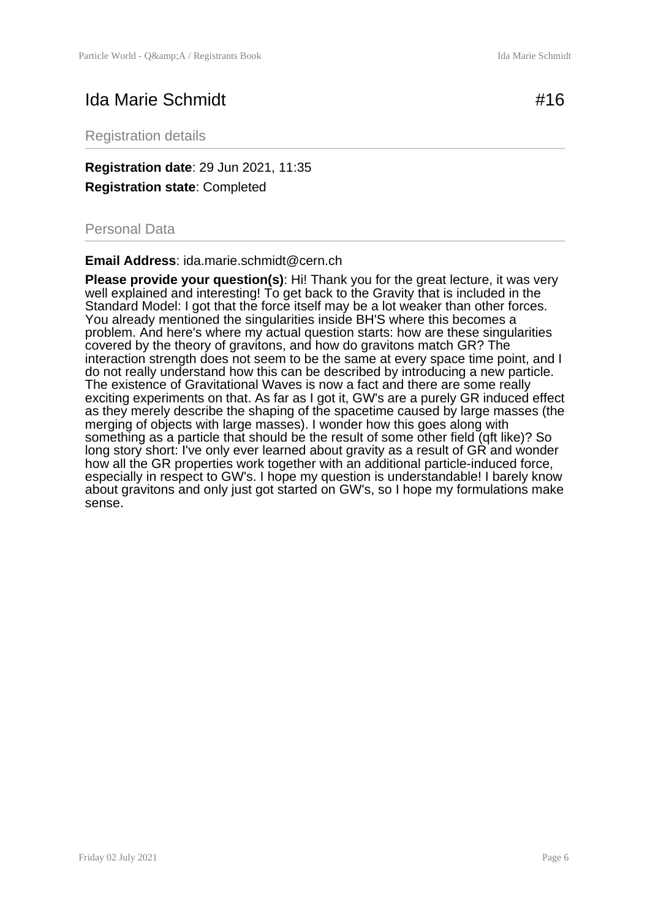# Ida Marie Schmidt

#16

## Registration details

**Registration date**: 29 Jun 2021, 11:35

**Registration state**: Completed

## Personal Data

**Email Address**: ida.marie.schmidt@cern.ch

**Please provide your question(s)**: Hi! Thank you for the great lecture, it was very well explained and interesting! To get back to the Gravity that is included in the Standard Model: I got that the force itself may be a lot weaker than other forces. You already mentioned the singularities inside BH'S where this becomes a problem. And here's where my actual question starts: how are these singularities covered by the theory of gravitons, and how do gravitons match GR? The interaction strength does not seem to be the same at every space time point, and I do not really understand how this can be described by introducing a new particle. The existence of Gravitational Waves is now a fact and there are some really exciting experiments on that. As far as I got it, GW's are a purely GR induced effect as they merely describe the shaping of the spacetime caused by large masses (the merging of objects with large masses). I wonder how this goes along with something as a particle that should be the result of some other field (qft like)? So long story short: I've only ever learned about gravity as a result of GR and wonder how all the GR properties work together with an additional particle-induced force, especially in respect to GW's. I hope my question is understandable! I barely know about gravitons and only just got started on GW's, so I hope my formulations make sense.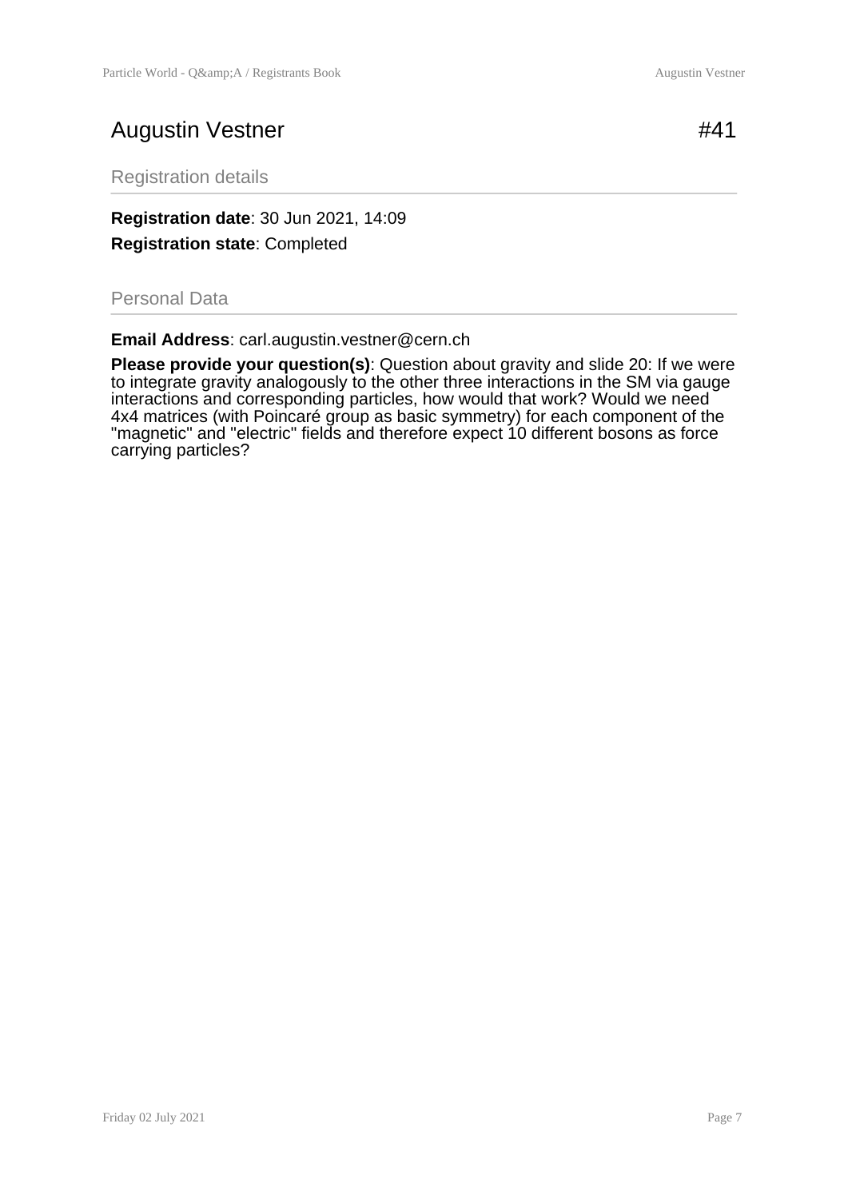# Augustin Vestner #41

## Registration details

**Registration date**: 30 Jun 2021, 14:09

**Registration state**: Completed

## Personal Data

**Email Address**: carl.augustin.vestner@cern.ch

**Please provide your question(s)**: Question about gravity and slide 20: If we were to integrate gravity analogously to the other three interactions in the SM via gauge interactions and corresponding particles, how would that work? Would we need 4x4 matrices (with Poincaré group as basic symmetry) for each component of the "magnetic" and "electric" fields and therefore expect 10 different bosons as force carrying particles?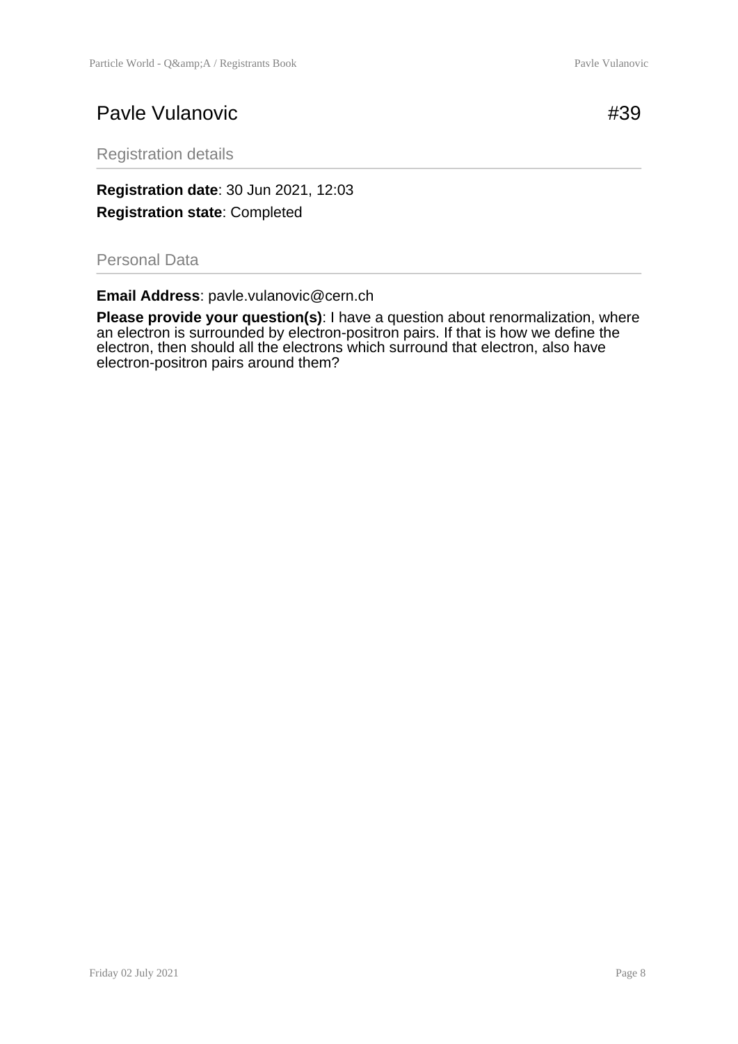# Pavle Vulanovic

#39

## Registration details

**Registration date**: 30 Jun 2021, 12:03

**Registration state**: Completed

## Personal Data

**Email Address**: pavle.vulanovic@cern.ch

**Please provide your question(s)**: I have a question about renormalization, where an electron is surrounded by electron-positron pairs. If that is how we define the electron, then should all the electrons which surround that electron, also have electron-positron pairs around them?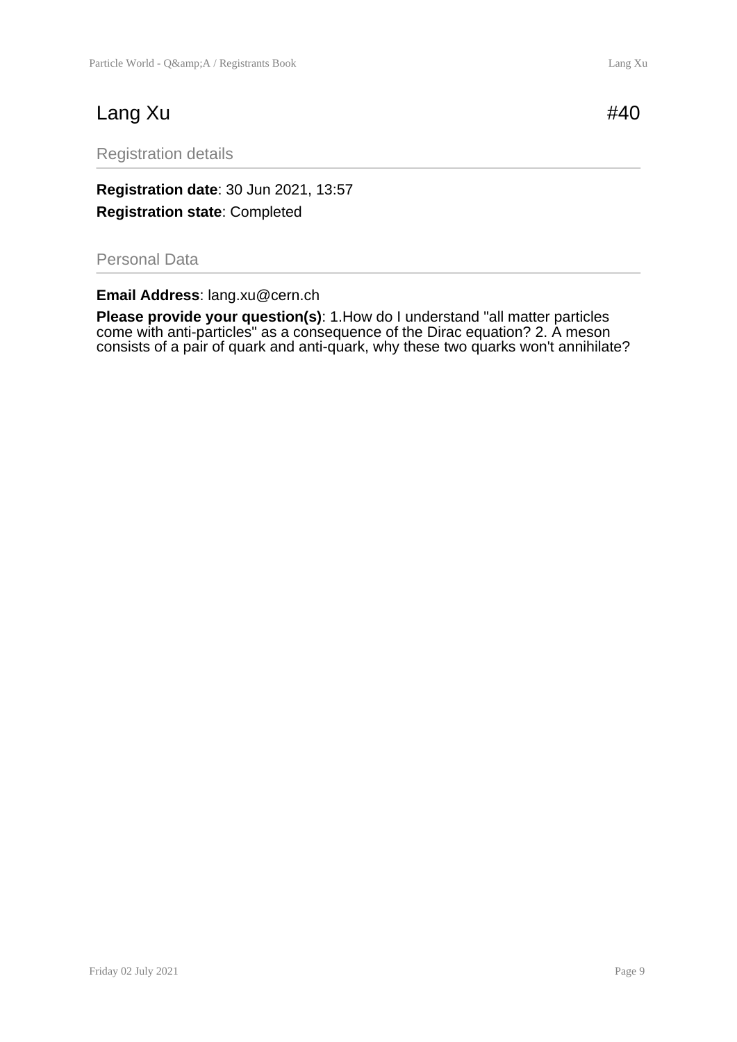# Lang Xu

#40

## Registration details

**Registration date**: 30 Jun 2021, 13:57

**Registration state**: Completed

## Personal Data

**Email Address**: lang.xu@cern.ch

**Please provide your question(s)**: 1.How do I understand "all matter particles come with anti-particles" as a consequence of the Dirac equation? 2. A meson consists of a pair of quark and anti-quark, why these two quarks won't annihilate?